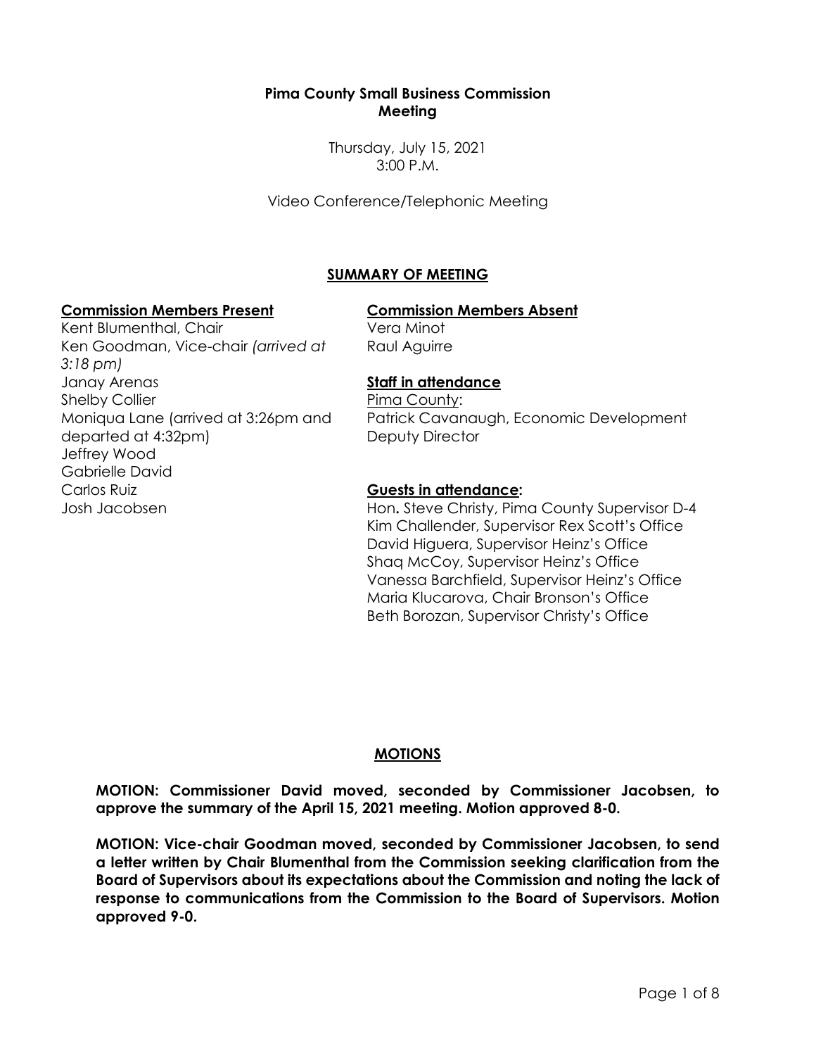**Pima County Small Business Commission**
**Meeting**

Thursday, July 15, 2021
3:00 P.M.

Video Conference/Telephonic Meeting

## SUMMARY OF MEETING

**Commission Members Present**

Kent Blumenthal, Chair
Ken Goodman, Vice-chair *(arrived at 3:18 pm)*
Janay Arenas
Shelby Collier
Moniqua Lane (arrived at 3:26pm and departed at 4:32pm)
Jeffrey Wood
Gabrielle David
Carlos Ruiz
Josh Jacobsen

**Commission Members Absent**

Vera Minot
Raul Aguirre

**Staff in attendance**

Pima County:
Patrick Cavanaugh, Economic Development Deputy Director

**Guests in attendance:**

Hon**.** Steve Christy, Pima County Supervisor D-4
Kim Challender, Supervisor Rex Scott's Office
David Higuera, Supervisor Heinz's Office
Shaq McCoy, Supervisor Heinz's Office
Vanessa Barchfield, Supervisor Heinz's Office
Maria Klucarova, Chair Bronson's Office
Beth Borozan, Supervisor Christy's Office

## MOTIONS

**MOTION: Commissioner David moved, seconded by Commissioner Jacobsen, to approve the summary of the April 15, 2021 meeting. Motion approved 8-0.**

**MOTION: Vice-chair Goodman moved, seconded by Commissioner Jacobsen, to send a letter written by Chair Blumenthal from the Commission seeking clarification from the Board of Supervisors about its expectations about the Commission and noting the lack of response to communications from the Commission to the Board of Supervisors. Motion approved 9-0.**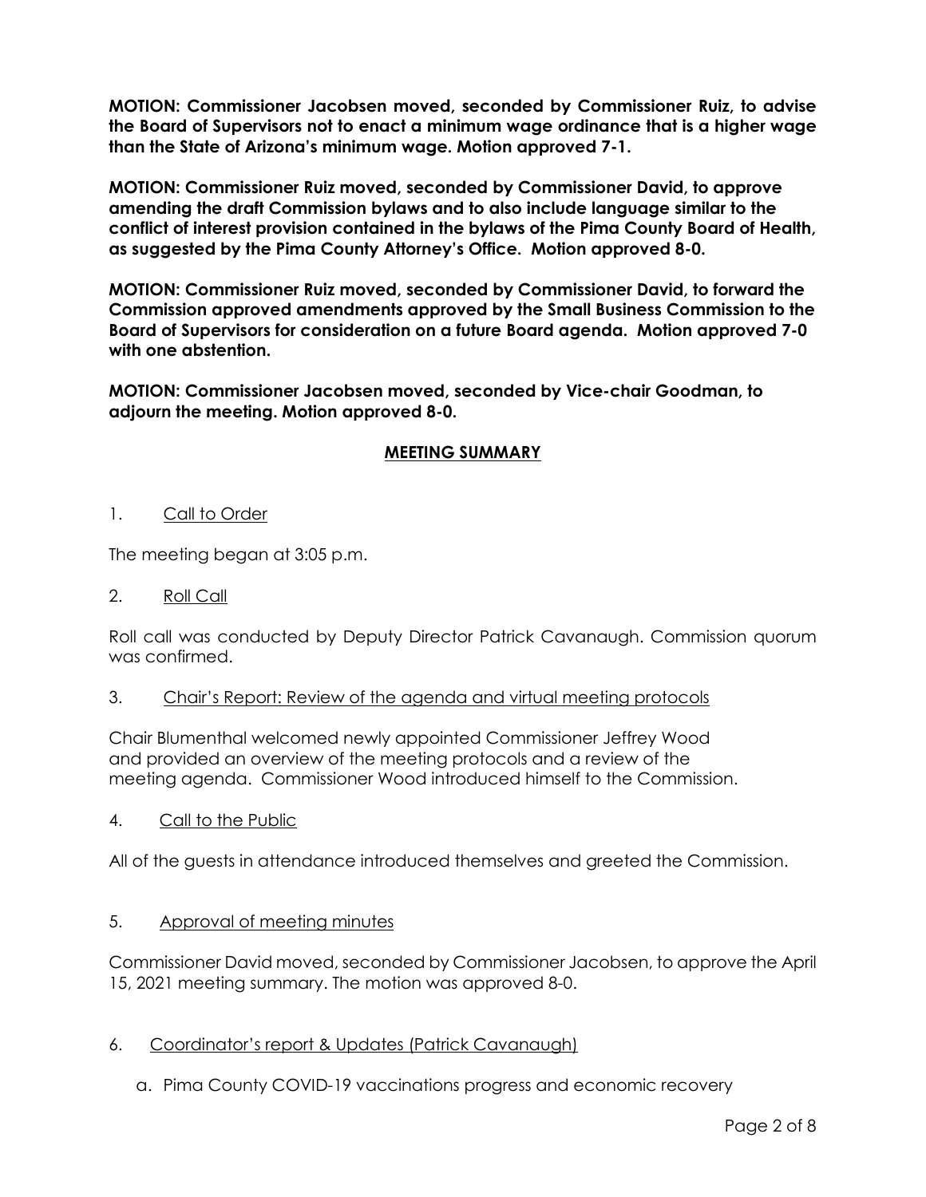**MOTION: Commissioner Jacobsen moved, seconded by Commissioner Ruiz, to advise the Board of Supervisors not to enact a minimum wage ordinance that is a higher wage than the State of Arizona's minimum wage. Motion approved 7-1.**

**MOTION: Commissioner Ruiz moved, seconded by Commissioner David, to approve amending the draft Commission bylaws and to also include language similar to the conflict of interest provision contained in the bylaws of the Pima County Board of Health, as suggested by the Pima County Attorney's Office. Motion approved 8-0.**

**MOTION: Commissioner Ruiz moved, seconded by Commissioner David, to forward the Commission approved amendments approved by the Small Business Commission to the Board of Supervisors for consideration on a future Board agenda. Motion approved 7-0 with one abstention.**

**MOTION: Commissioner Jacobsen moved, seconded by Vice-chair Goodman, to adjourn the meeting. Motion approved 8-0.**

## MEETING SUMMARY

1. Call to Order

The meeting began at 3:05 p.m.

2. Roll Call

Roll call was conducted by Deputy Director Patrick Cavanaugh. Commission quorum was confirmed.

3. Chair's Report: Review of the agenda and virtual meeting protocols

Chair Blumenthal welcomed newly appointed Commissioner Jeffrey Wood and provided an overview of the meeting protocols and a review of the meeting agenda. Commissioner Wood introduced himself to the Commission.

4. Call to the Public

All of the guests in attendance introduced themselves and greeted the Commission.

5. Approval of meeting minutes

Commissioner David moved, seconded by Commissioner Jacobsen, to approve the April 15, 2021 meeting summary. The motion was approved 8-0.

6. Coordinator's report & Updates (Patrick Cavanaugh)

   a. Pima County COVID-19 vaccinations progress and economic recovery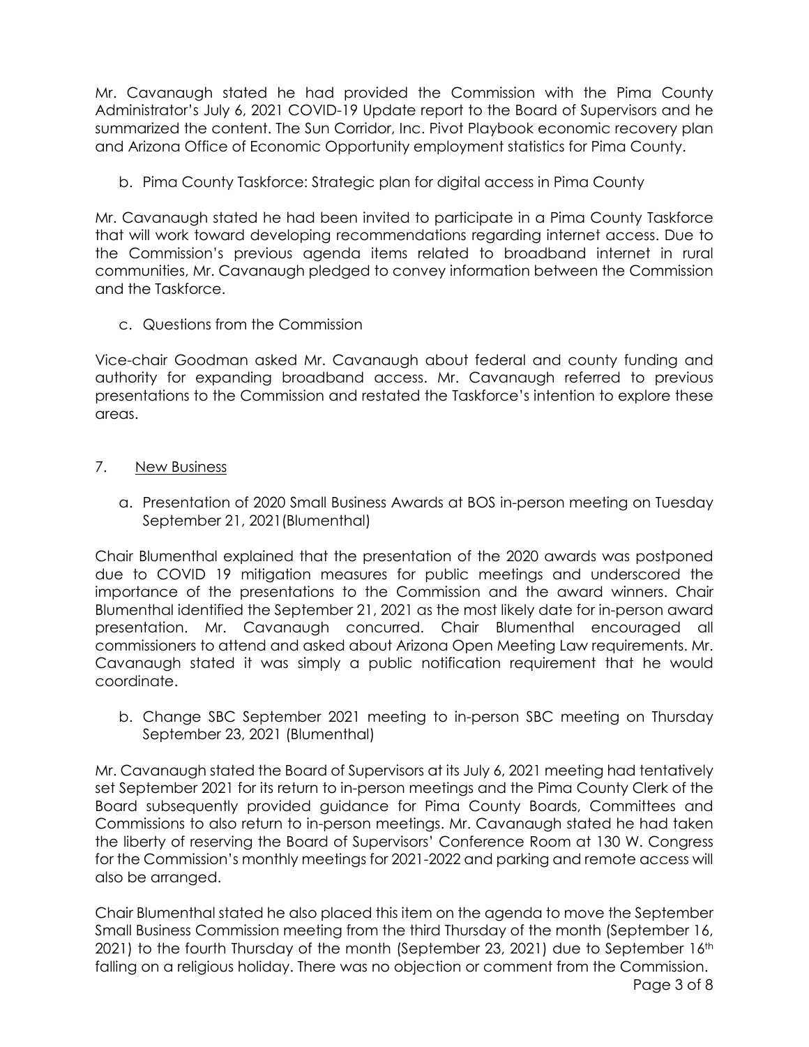Mr. Cavanaugh stated he had provided the Commission with the Pima County Administrator's July 6, 2021 COVID-19 Update report to the Board of Supervisors and he summarized the content. The Sun Corridor, Inc. Pivot Playbook economic recovery plan and Arizona Office of Economic Opportunity employment statistics for Pima County.

b. Pima County Taskforce: Strategic plan for digital access in Pima County

Mr. Cavanaugh stated he had been invited to participate in a Pima County Taskforce that will work toward developing recommendations regarding internet access. Due to the Commission's previous agenda items related to broadband internet in rural communities, Mr. Cavanaugh pledged to convey information between the Commission and the Taskforce.

c. Questions from the Commission

Vice-chair Goodman asked Mr. Cavanaugh about federal and county funding and authority for expanding broadband access. Mr. Cavanaugh referred to previous presentations to the Commission and restated the Taskforce's intention to explore these areas.

7. <u>New Business</u>

a. Presentation of 2020 Small Business Awards at BOS in-person meeting on Tuesday September 21, 2021(Blumenthal)

Chair Blumenthal explained that the presentation of the 2020 awards was postponed due to COVID 19 mitigation measures for public meetings and underscored the importance of the presentations to the Commission and the award winners. Chair Blumenthal identified the September 21, 2021 as the most likely date for in-person award presentation. Mr. Cavanaugh concurred. Chair Blumenthal encouraged all commissioners to attend and asked about Arizona Open Meeting Law requirements. Mr. Cavanaugh stated it was simply a public notification requirement that he would coordinate.

b. Change SBC September 2021 meeting to in-person SBC meeting on Thursday September 23, 2021 (Blumenthal)

Mr. Cavanaugh stated the Board of Supervisors at its July 6, 2021 meeting had tentatively set September 2021 for its return to in-person meetings and the Pima County Clerk of the Board subsequently provided guidance for Pima County Boards, Committees and Commissions to also return to in-person meetings. Mr. Cavanaugh stated he had taken the liberty of reserving the Board of Supervisors' Conference Room at 130 W. Congress for the Commission's monthly meetings for 2021-2022 and parking and remote access will also be arranged.

Chair Blumenthal stated he also placed this item on the agenda to move the September Small Business Commission meeting from the third Thursday of the month (September 16, 2021) to the fourth Thursday of the month (September 23, 2021) due to September 16th falling on a religious holiday. There was no objection or comment from the Commission.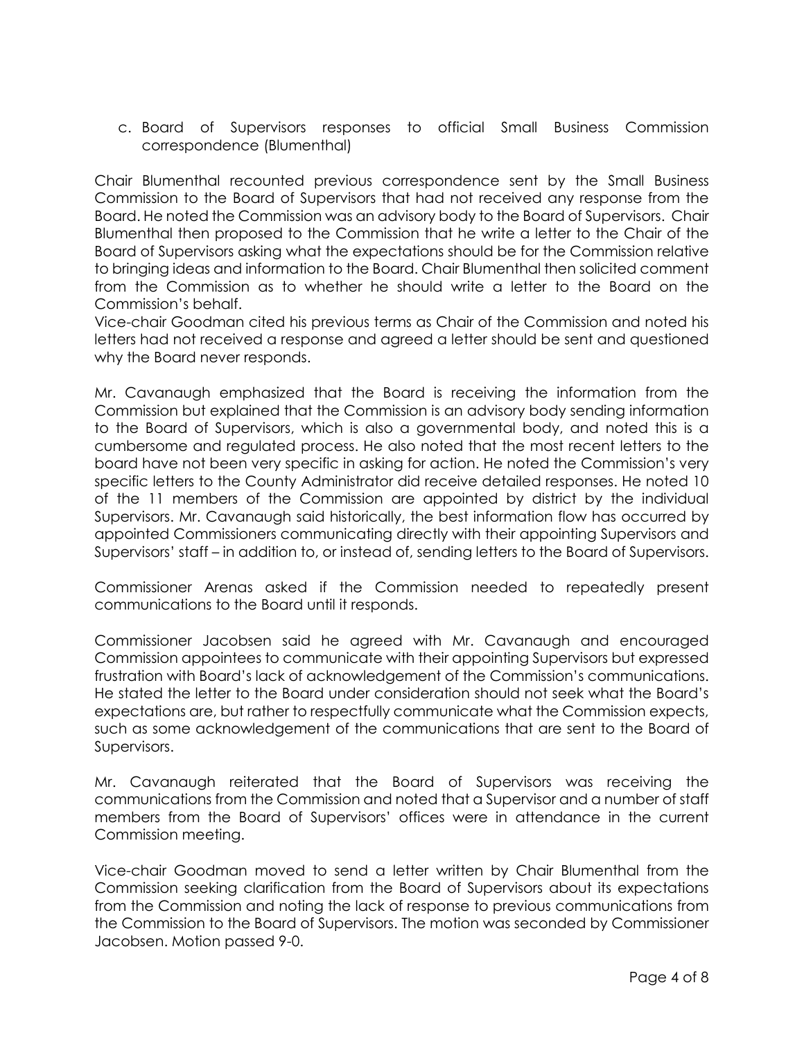c. Board of Supervisors responses to official Small Business Commission correspondence (Blumenthal)

Chair Blumenthal recounted previous correspondence sent by the Small Business Commission to the Board of Supervisors that had not received any response from the Board. He noted the Commission was an advisory body to the Board of Supervisors. Chair Blumenthal then proposed to the Commission that he write a letter to the Chair of the Board of Supervisors asking what the expectations should be for the Commission relative to bringing ideas and information to the Board. Chair Blumenthal then solicited comment from the Commission as to whether he should write a letter to the Board on the Commission's behalf.

Vice-chair Goodman cited his previous terms as Chair of the Commission and noted his letters had not received a response and agreed a letter should be sent and questioned why the Board never responds.

Mr. Cavanaugh emphasized that the Board is receiving the information from the Commission but explained that the Commission is an advisory body sending information to the Board of Supervisors, which is also a governmental body, and noted this is a cumbersome and regulated process. He also noted that the most recent letters to the board have not been very specific in asking for action. He noted the Commission's very specific letters to the County Administrator did receive detailed responses. He noted 10 of the 11 members of the Commission are appointed by district by the individual Supervisors. Mr. Cavanaugh said historically, the best information flow has occurred by appointed Commissioners communicating directly with their appointing Supervisors and Supervisors' staff – in addition to, or instead of, sending letters to the Board of Supervisors.

Commissioner Arenas asked if the Commission needed to repeatedly present communications to the Board until it responds.

Commissioner Jacobsen said he agreed with Mr. Cavanaugh and encouraged Commission appointees to communicate with their appointing Supervisors but expressed frustration with Board's lack of acknowledgement of the Commission's communications. He stated the letter to the Board under consideration should not seek what the Board's expectations are, but rather to respectfully communicate what the Commission expects, such as some acknowledgement of the communications that are sent to the Board of Supervisors.

Mr. Cavanaugh reiterated that the Board of Supervisors was receiving the communications from the Commission and noted that a Supervisor and a number of staff members from the Board of Supervisors' offices were in attendance in the current Commission meeting.

Vice-chair Goodman moved to send a letter written by Chair Blumenthal from the Commission seeking clarification from the Board of Supervisors about its expectations from the Commission and noting the lack of response to previous communications from the Commission to the Board of Supervisors. The motion was seconded by Commissioner Jacobsen. Motion passed 9-0.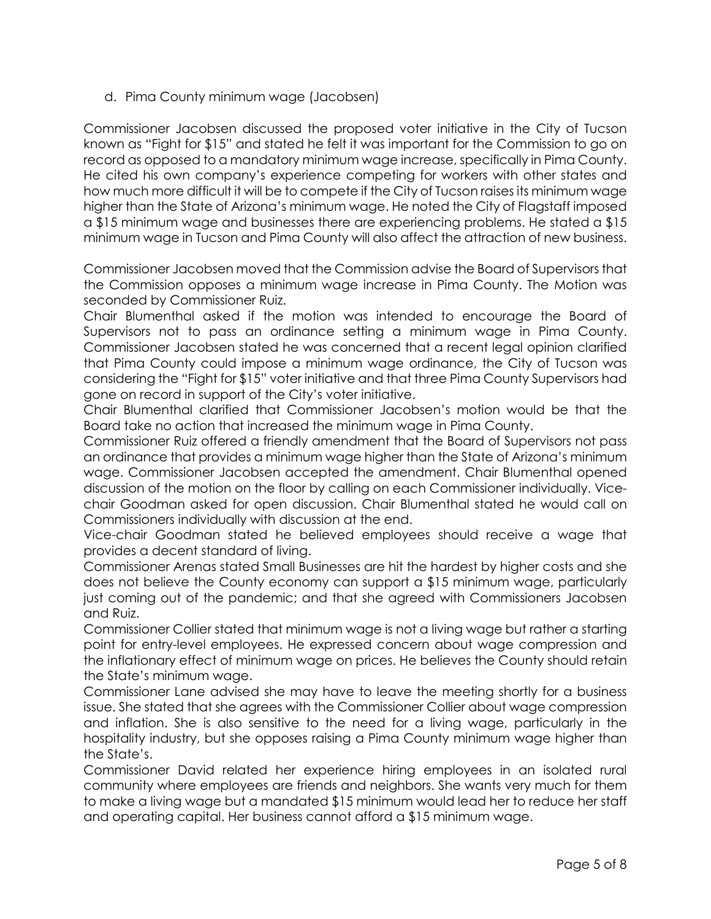d. Pima County minimum wage (Jacobsen)

Commissioner Jacobsen discussed the proposed voter initiative in the City of Tucson known as "Fight for $15" and stated he felt it was important for the Commission to go on record as opposed to a mandatory minimum wage increase, specifically in Pima County. He cited his own company's experience competing for workers with other states and how much more difficult it will be to compete if the City of Tucson raises its minimum wage higher than the State of Arizona's minimum wage. He noted the City of Flagstaff imposed a $15 minimum wage and businesses there are experiencing problems. He stated a $15 minimum wage in Tucson and Pima County will also affect the attraction of new business.

Commissioner Jacobsen moved that the Commission advise the Board of Supervisors that the Commission opposes a minimum wage increase in Pima County. The Motion was seconded by Commissioner Ruiz.

Chair Blumenthal asked if the motion was intended to encourage the Board of Supervisors not to pass an ordinance setting a minimum wage in Pima County. Commissioner Jacobsen stated he was concerned that a recent legal opinion clarified that Pima County could impose a minimum wage ordinance, the City of Tucson was considering the "Fight for $15" voter initiative and that three Pima County Supervisors had gone on record in support of the City's voter initiative.

Chair Blumenthal clarified that Commissioner Jacobsen's motion would be that the Board take no action that increased the minimum wage in Pima County.

Commissioner Ruiz offered a friendly amendment that the Board of Supervisors not pass an ordinance that provides a minimum wage higher than the State of Arizona's minimum wage. Commissioner Jacobsen accepted the amendment. Chair Blumenthal opened discussion of the motion on the floor by calling on each Commissioner individually. Vice-chair Goodman asked for open discussion. Chair Blumenthal stated he would call on Commissioners individually with discussion at the end.

Vice-chair Goodman stated he believed employees should receive a wage that provides a decent standard of living.

Commissioner Arenas stated Small Businesses are hit the hardest by higher costs and she does not believe the County economy can support a $15 minimum wage, particularly just coming out of the pandemic; and that she agreed with Commissioners Jacobsen and Ruiz.

Commissioner Collier stated that minimum wage is not a living wage but rather a starting point for entry-level employees. He expressed concern about wage compression and the inflationary effect of minimum wage on prices. He believes the County should retain the State's minimum wage.

Commissioner Lane advised she may have to leave the meeting shortly for a business issue. She stated that she agrees with the Commissioner Collier about wage compression and inflation. She is also sensitive to the need for a living wage, particularly in the hospitality industry, but she opposes raising a Pima County minimum wage higher than the State's.

Commissioner David related her experience hiring employees in an isolated rural community where employees are friends and neighbors. She wants very much for them to make a living wage but a mandated $15 minimum would lead her to reduce her staff and operating capital. Her business cannot afford a $15 minimum wage.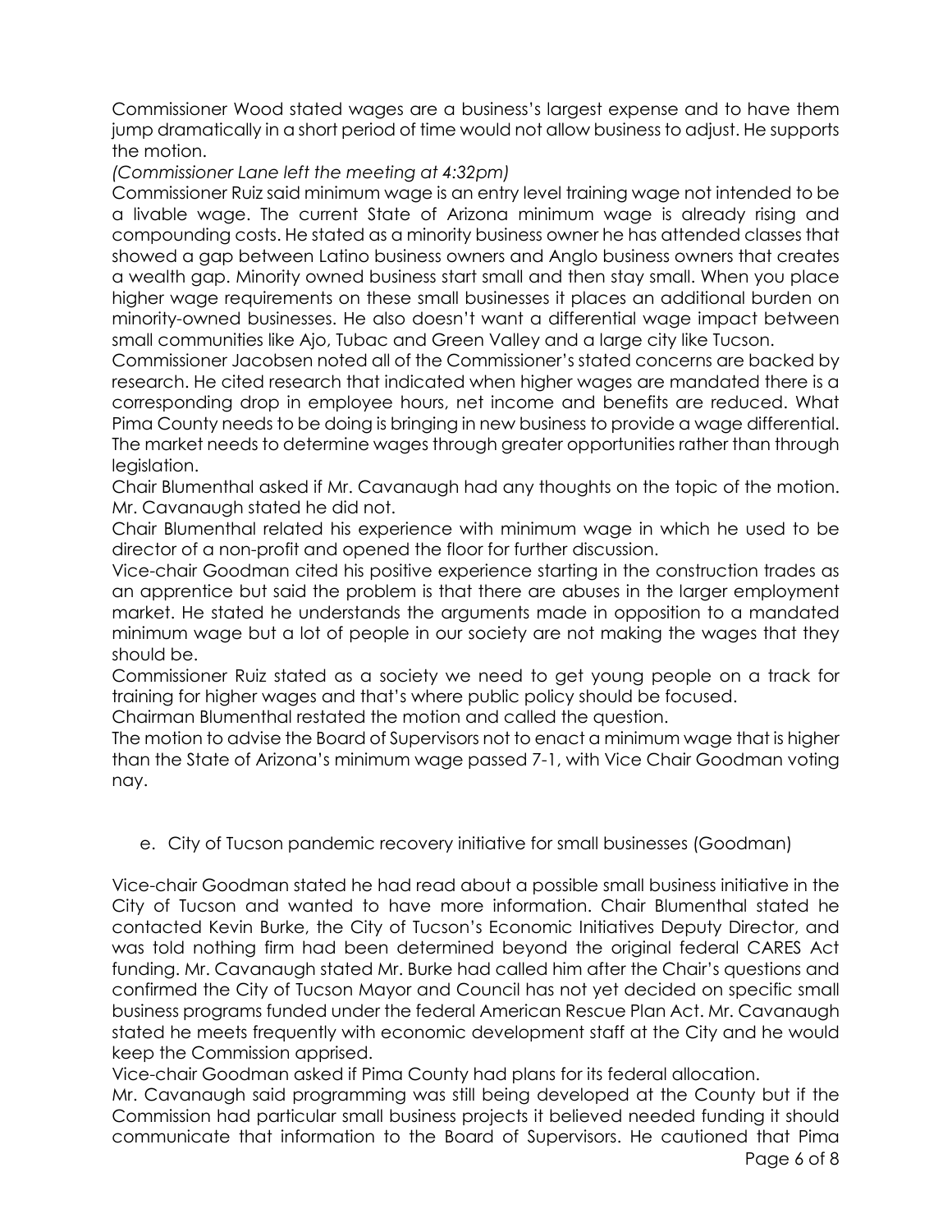Commissioner Wood stated wages are a business's largest expense and to have them jump dramatically in a short period of time would not allow business to adjust. He supports the motion.

*(Commissioner Lane left the meeting at 4:32pm)*

Commissioner Ruiz said minimum wage is an entry level training wage not intended to be a livable wage. The current State of Arizona minimum wage is already rising and compounding costs. He stated as a minority business owner he has attended classes that showed a gap between Latino business owners and Anglo business owners that creates a wealth gap. Minority owned business start small and then stay small. When you place higher wage requirements on these small businesses it places an additional burden on minority-owned businesses. He also doesn't want a differential wage impact between small communities like Ajo, Tubac and Green Valley and a large city like Tucson.

Commissioner Jacobsen noted all of the Commissioner's stated concerns are backed by research. He cited research that indicated when higher wages are mandated there is a corresponding drop in employee hours, net income and benefits are reduced. What Pima County needs to be doing is bringing in new business to provide a wage differential. The market needs to determine wages through greater opportunities rather than through legislation.

Chair Blumenthal asked if Mr. Cavanaugh had any thoughts on the topic of the motion. Mr. Cavanaugh stated he did not.

Chair Blumenthal related his experience with minimum wage in which he used to be director of a non-profit and opened the floor for further discussion.

Vice-chair Goodman cited his positive experience starting in the construction trades as an apprentice but said the problem is that there are abuses in the larger employment market. He stated he understands the arguments made in opposition to a mandated minimum wage but a lot of people in our society are not making the wages that they should be.

Commissioner Ruiz stated as a society we need to get young people on a track for training for higher wages and that's where public policy should be focused.

Chairman Blumenthal restated the motion and called the question.

The motion to advise the Board of Supervisors not to enact a minimum wage that is higher than the State of Arizona's minimum wage passed 7-1, with Vice Chair Goodman voting nay.

e. City of Tucson pandemic recovery initiative for small businesses (Goodman)

Vice-chair Goodman stated he had read about a possible small business initiative in the City of Tucson and wanted to have more information. Chair Blumenthal stated he contacted Kevin Burke, the City of Tucson's Economic Initiatives Deputy Director, and was told nothing firm had been determined beyond the original federal CARES Act funding. Mr. Cavanaugh stated Mr. Burke had called him after the Chair's questions and confirmed the City of Tucson Mayor and Council has not yet decided on specific small business programs funded under the federal American Rescue Plan Act. Mr. Cavanaugh stated he meets frequently with economic development staff at the City and he would keep the Commission apprised.

Vice-chair Goodman asked if Pima County had plans for its federal allocation.

Mr. Cavanaugh said programming was still being developed at the County but if the Commission had particular small business projects it believed needed funding it should communicate that information to the Board of Supervisors. He cautioned that Pima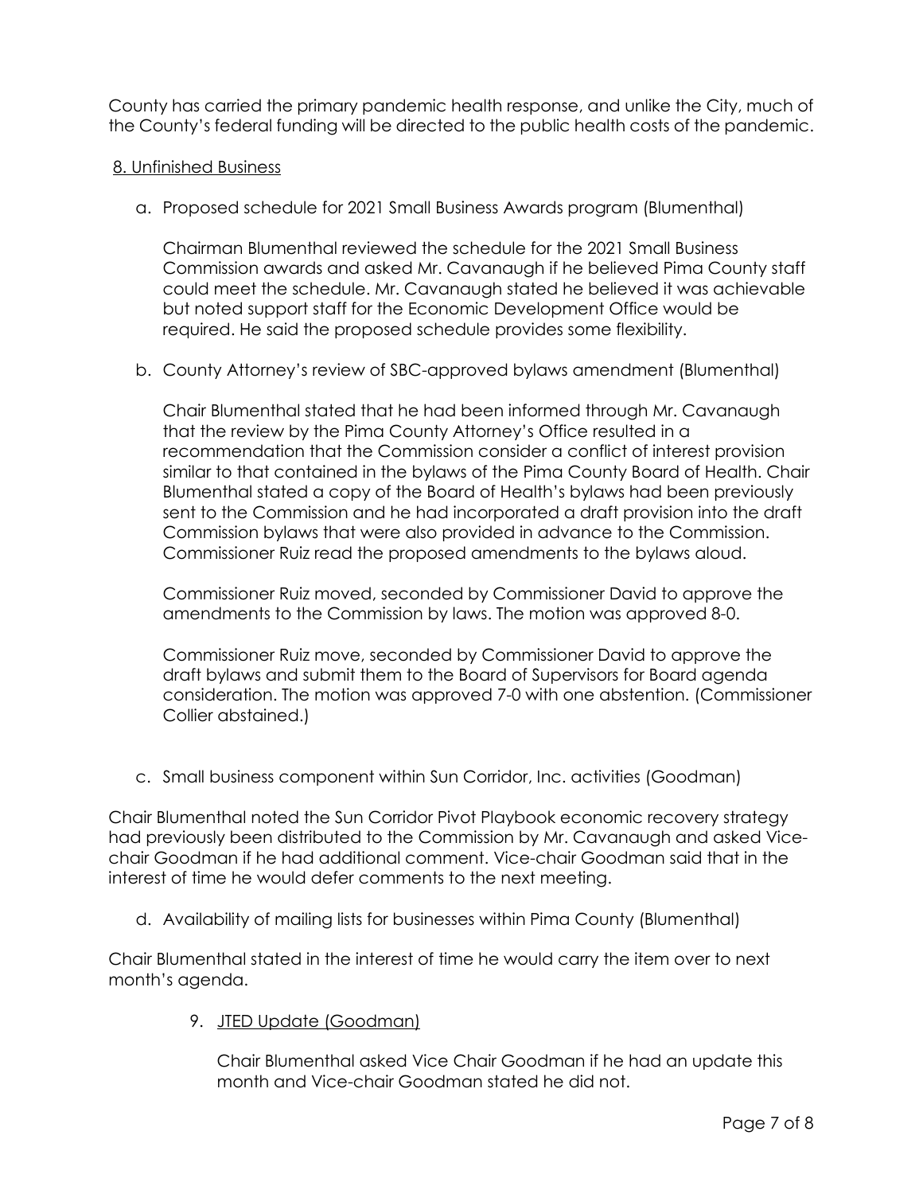County has carried the primary pandemic health response, and unlike the City, much of the County's federal funding will be directed to the public health costs of the pandemic.

8. Unfinished Business

a. Proposed schedule for 2021 Small Business Awards program (Blumenthal)

   Chairman Blumenthal reviewed the schedule for the 2021 Small Business Commission awards and asked Mr. Cavanaugh if he believed Pima County staff could meet the schedule. Mr. Cavanaugh stated he believed it was achievable but noted support staff for the Economic Development Office would be required. He said the proposed schedule provides some flexibility.

b. County Attorney's review of SBC-approved bylaws amendment (Blumenthal)

   Chair Blumenthal stated that he had been informed through Mr. Cavanaugh that the review by the Pima County Attorney's Office resulted in a recommendation that the Commission consider a conflict of interest provision similar to that contained in the bylaws of the Pima County Board of Health. Chair Blumenthal stated a copy of the Board of Health's bylaws had been previously sent to the Commission and he had incorporated a draft provision into the draft Commission bylaws that were also provided in advance to the Commission. Commissioner Ruiz read the proposed amendments to the bylaws aloud.

   Commissioner Ruiz moved, seconded by Commissioner David to approve the amendments to the Commission by laws. The motion was approved 8-0.

   Commissioner Ruiz move, seconded by Commissioner David to approve the draft bylaws and submit them to the Board of Supervisors for Board agenda consideration. The motion was approved 7-0 with one abstention. (Commissioner Collier abstained.)

c. Small business component within Sun Corridor, Inc. activities (Goodman)

Chair Blumenthal noted the Sun Corridor Pivot Playbook economic recovery strategy had previously been distributed to the Commission by Mr. Cavanaugh and asked Vice-chair Goodman if he had additional comment. Vice-chair Goodman said that in the interest of time he would defer comments to the next meeting.

d. Availability of mailing lists for businesses within Pima County (Blumenthal)

Chair Blumenthal stated in the interest of time he would carry the item over to next month's agenda.

9. JTED Update (Goodman)

   Chair Blumenthal asked Vice Chair Goodman if he had an update this month and Vice-chair Goodman stated he did not.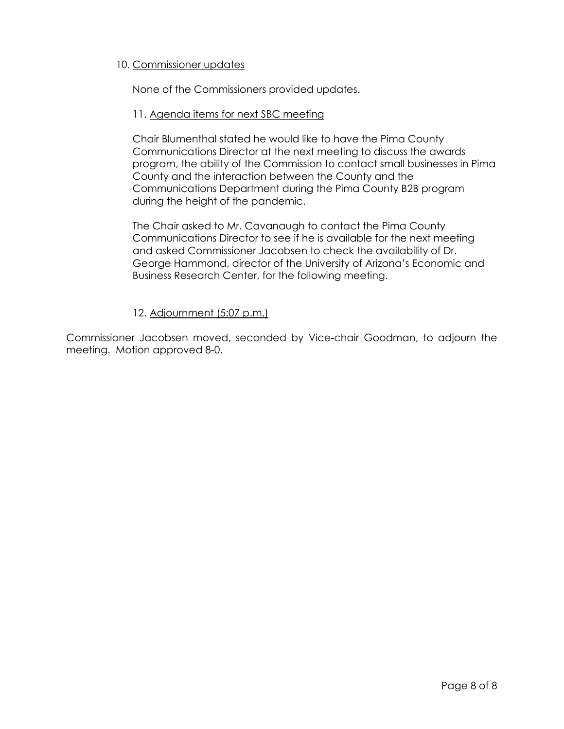10. Commissioner updates

    None of the Commissioners provided updates.

11. Agenda items for next SBC meeting

    Chair Blumenthal stated he would like to have the Pima County Communications Director at the next meeting to discuss the awards program, the ability of the Commission to contact small businesses in Pima County and the interaction between the County and the Communications Department during the Pima County B2B program during the height of the pandemic.

    The Chair asked to Mr. Cavanaugh to contact the Pima County Communications Director to see if he is available for the next meeting and asked Commissioner Jacobsen to check the availability of Dr. George Hammond, director of the University of Arizona's Economic and Business Research Center, for the following meeting.

12. Adjournment (5:07 p.m.)

Commissioner Jacobsen moved, seconded by Vice-chair Goodman, to adjourn the meeting. Motion approved 8-0.